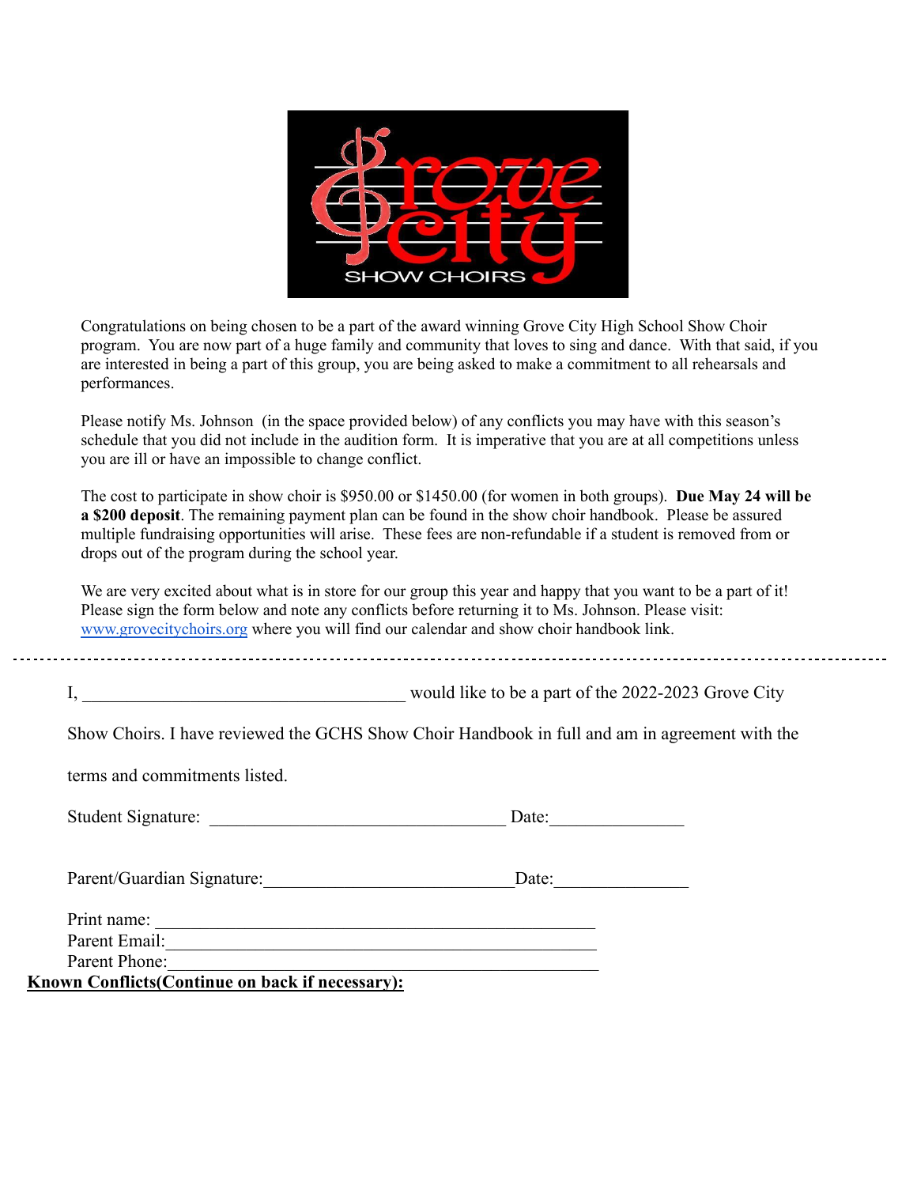Congratulations on being chosen to be a part of the award winning Grove City High School Show Choir program. You are now part of a huge family and community that loves to sing and dance. With that said, if you are interested in being a part of this group, you are being asked to make a commitment to all rehearsals and performances.

Please notify Ms. Johnson (in the space provided below) of any conflicts you may have with this season's schedule that you did not include in the audition form. It is imperative that you are at all competitions unless you are ill or have an impossible to change conflict.

The cost to participate in show choir is $950.00 or $1450.00 (for women in both groups). **Due May 24 will be a $200 deposit**. The remaining payment plan can be found in the show choir handbook. Please be assured multiple fundraising opportunities will arise. These fees are non-refundable if a student is removed from or drops out of the program during the school year.

We are very excited about what is in store for our group this year and happy that you want to be a part of it! Please sign the form below and note any conflicts before returning it to Ms. Johnson. Please visit: [www.grovecitychoirs.org](http://www.grovecitychoirs.org) where you will find our calendar and show choir handbook link.

---

I, ____________________________________ would like to be a part of the 2022-2023 Grove City Show Choirs. I have reviewed the GCHS Show Choir Handbook in full and am in agreement with the terms and commitments listed.

Student Signature: _________________________________ Date:_______________

Parent/Guardian Signature:____________________________Date:_______________

Print name: _________________________________________________

Parent Email:_________________________________________________

Parent Phone:_________________________________________________

**Known Conflicts(Continue on back if necessary):**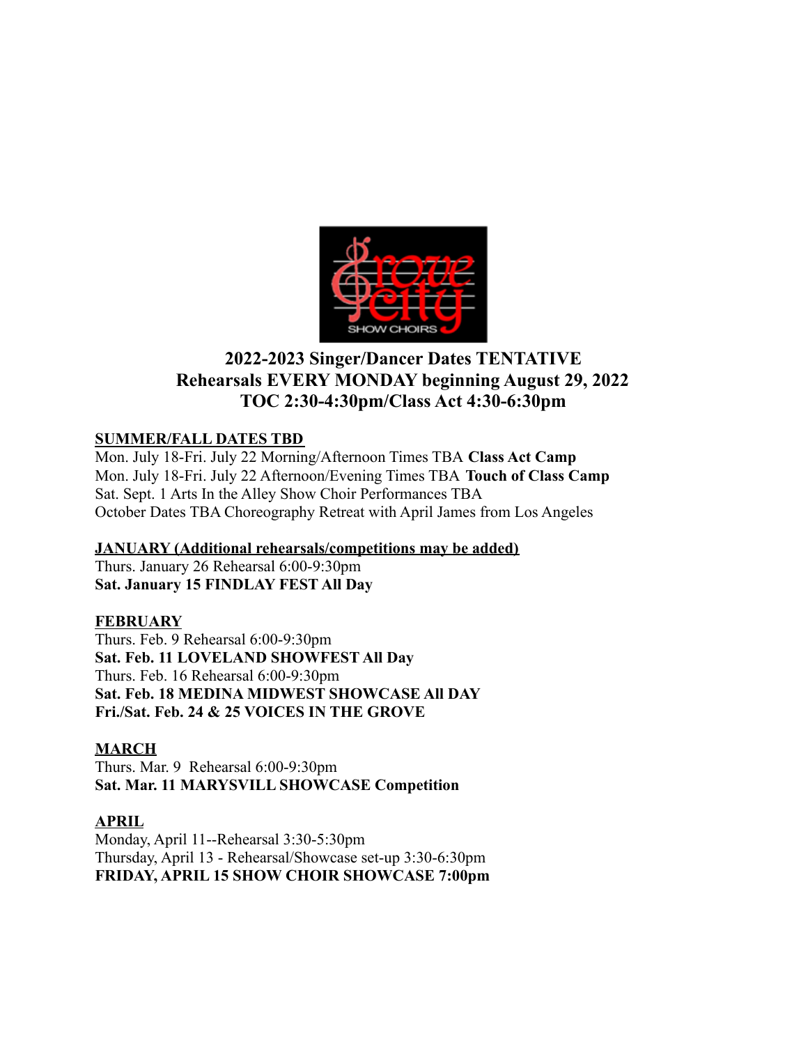## 2022-2023 Singer/Dancer Dates TENTATIVE
## Rehearsals EVERY MONDAY beginning August 29, 2022
## TOC 2:30-4:30pm/Class Act 4:30-6:30pm

**SUMMER/FALL DATES TBD**

Mon. July 18-Fri. July 22 Morning/Afternoon Times TBA **Class Act Camp**
Mon. July 18-Fri. July 22 Afternoon/Evening Times TBA **Touch of Class Camp**
Sat. Sept. 1 Arts In the Alley Show Choir Performances TBA
October Dates TBA Choreography Retreat with April James from Los Angeles

**JANUARY (Additional rehearsals/competitions may be added)**

Thurs. January 26 Rehearsal 6:00-9:30pm
**Sat. January 15 FINDLAY FEST All Day**

**FEBRUARY**

Thurs. Feb. 9 Rehearsal 6:00-9:30pm
**Sat. Feb. 11 LOVELAND SHOWFEST All Day**
Thurs. Feb. 16 Rehearsal 6:00-9:30pm
**Sat. Feb. 18 MEDINA MIDWEST SHOWCASE All DAY**
**Fri./Sat. Feb. 24 & 25 VOICES IN THE GROVE**

**MARCH**

Thurs. Mar. 9 Rehearsal 6:00-9:30pm
**Sat. Mar. 11 MARYSVILL SHOWCASE Competition**

**APRIL**

Monday, April 11--Rehearsal 3:30-5:30pm
Thursday, April 13 - Rehearsal/Showcase set-up 3:30-6:30pm
**FRIDAY, APRIL 15 SHOW CHOIR SHOWCASE 7:00pm**